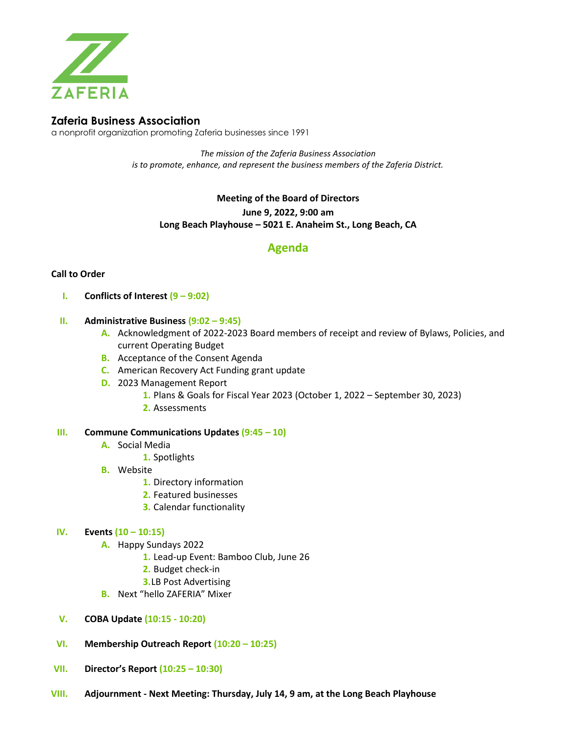ZAFERIA

# Zaferia Business Association

a nonprofit organization promoting Zaferia businesses since 1991

*The mission of the Zaferia Business Association is to promote, enhance, and represent the business members of the Zaferia District.*

**Meeting of the Board of Directors**

**June 9, 2022, 9:00 am**

**Long Beach Playhouse – 5021 E. Anaheim St., Long Beach, CA**

## Agenda

**Call to Order**

I. **Conflicts of Interest (9 – 9:02)**

II. **Administrative Business (9:02 – 9:45)**
   - A. Acknowledgment of 2022-2023 Board members of receipt and review of Bylaws, Policies, and current Operating Budget
   - B. Acceptance of the Consent Agenda
   - C. American Recovery Act Funding grant update
   - D. 2023 Management Report
     1. Plans & Goals for Fiscal Year 2023 (October 1, 2022 – September 30, 2023)
     2. Assessments

III. **Commune Communications Updates (9:45 – 10)**
   - A. Social Media
     1. Spotlights
   - B. Website
     1. Directory information
     2. Featured businesses
     3. Calendar functionality

IV. **Events (10 – 10:15)**
   - A. Happy Sundays 2022
     1. Lead-up Event: Bamboo Club, June 26
     2. Budget check-in
     3. LB Post Advertising
   - B. Next "hello ZAFERIA" Mixer

V. **COBA Update (10:15 - 10:20)**

VI. **Membership Outreach Report (10:20 – 10:25)**

VII. **Director's Report (10:25 – 10:30)**

VIII. **Adjournment - Next Meeting: Thursday, July 14, 9 am, at the Long Beach Playhouse**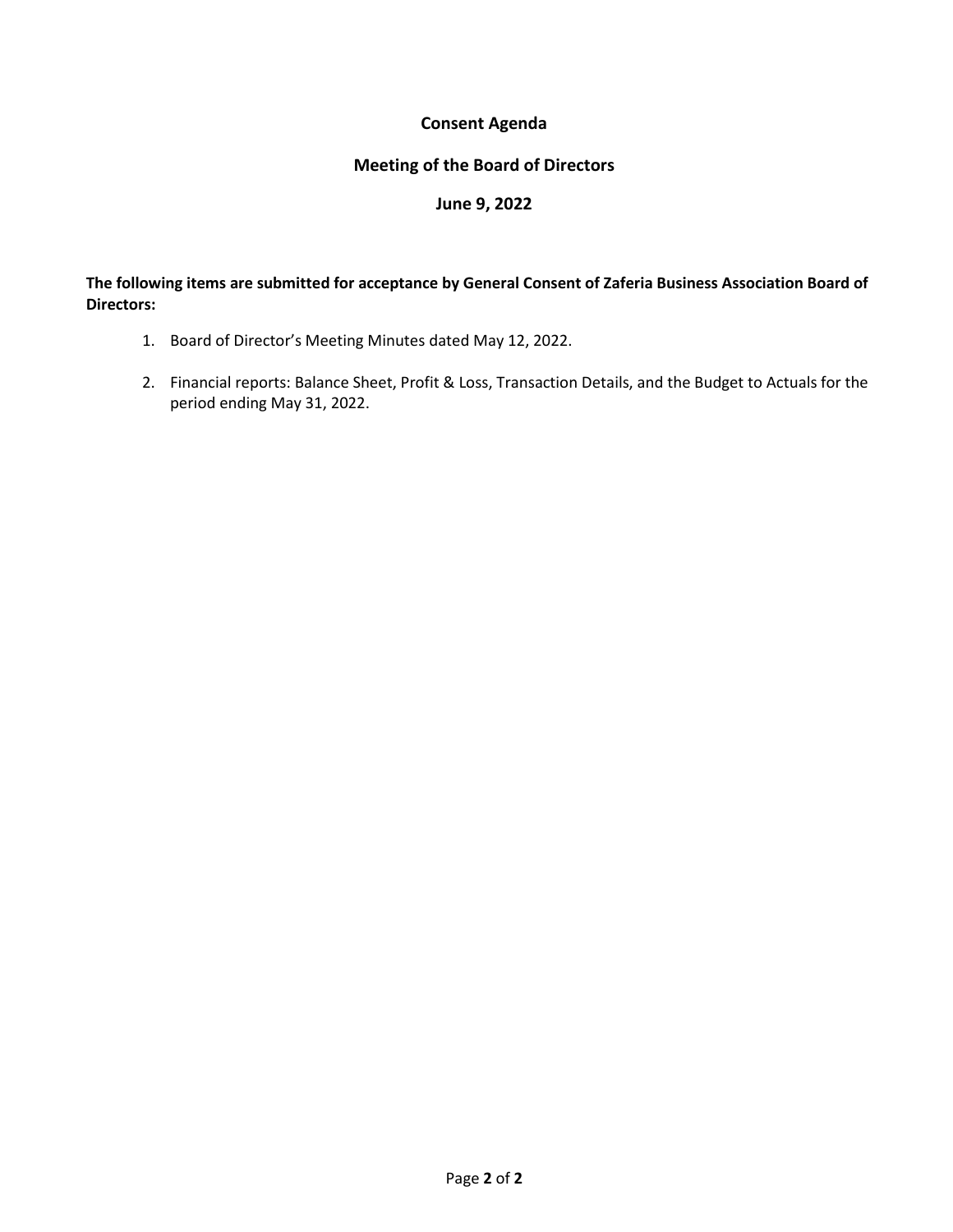## Consent Agenda

## Meeting of the Board of Directors

## June 9, 2022

**The following items are submitted for acceptance by General Consent of Zaferia Business Association Board of Directors:**

1. Board of Director's Meeting Minutes dated May 12, 2022.
2. Financial reports: Balance Sheet, Profit & Loss, Transaction Details, and the Budget to Actuals for the period ending May 31, 2022.